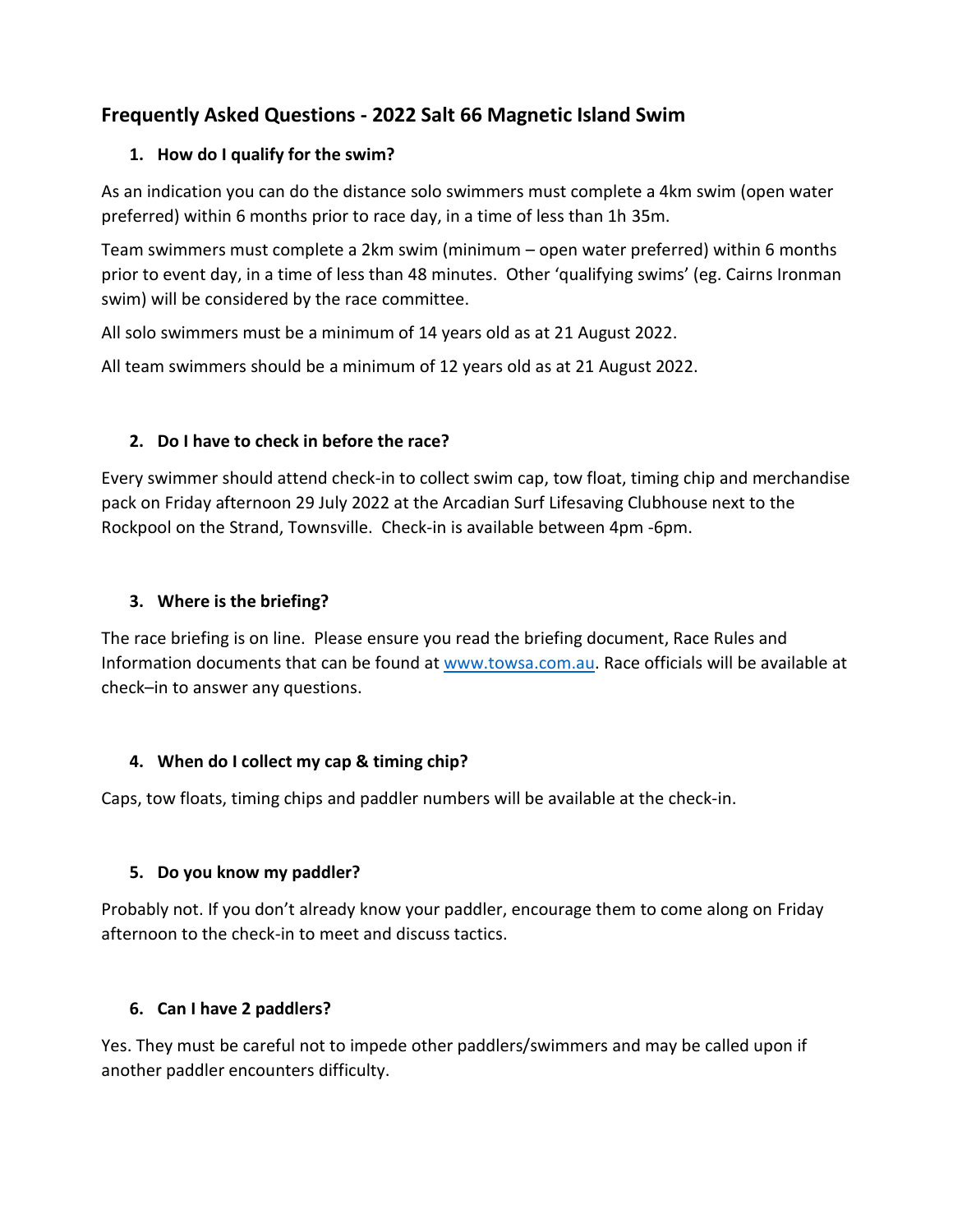## Frequently Asked Questions - 2022 Salt 66 Magnetic Island Swim

### 1. How do I qualify for the swim?

As an indication you can do the distance solo swimmers must complete a 4km swim (open water preferred) within 6 months prior to race day, in a time of less than 1h 35m.

Team swimmers must complete a 2km swim (minimum – open water preferred) within 6 months prior to event day, in a time of less than 48 minutes. Other 'qualifying swims' (eg. Cairns Ironman swim) will be considered by the race committee.

All solo swimmers must be a minimum of 14 years old as at 21 August 2022.

All team swimmers should be a minimum of 12 years old as at 21 August 2022.

### 2. Do I have to check in before the race?

Every swimmer should attend check-in to collect swim cap, tow float, timing chip and merchandise pack on Friday afternoon 29 July 2022 at the Arcadian Surf Lifesaving Clubhouse next to the Rockpool on the Strand, Townsville. Check-in is available between 4pm -6pm.

### 3. Where is the briefing?

The race briefing is on line. Please ensure you read the briefing document, Race Rules and Information documents that can be found at [www.towsa.com.au](http://www.towsa.com.au). Race officials will be available at check–in to answer any questions.

### 4. When do I collect my cap & timing chip?

Caps, tow floats, timing chips and paddler numbers will be available at the check-in.

### 5. Do you know my paddler?

Probably not. If you don't already know your paddler, encourage them to come along on Friday afternoon to the check-in to meet and discuss tactics.

### 6. Can I have 2 paddlers?

Yes. They must be careful not to impede other paddlers/swimmers and may be called upon if another paddler encounters difficulty.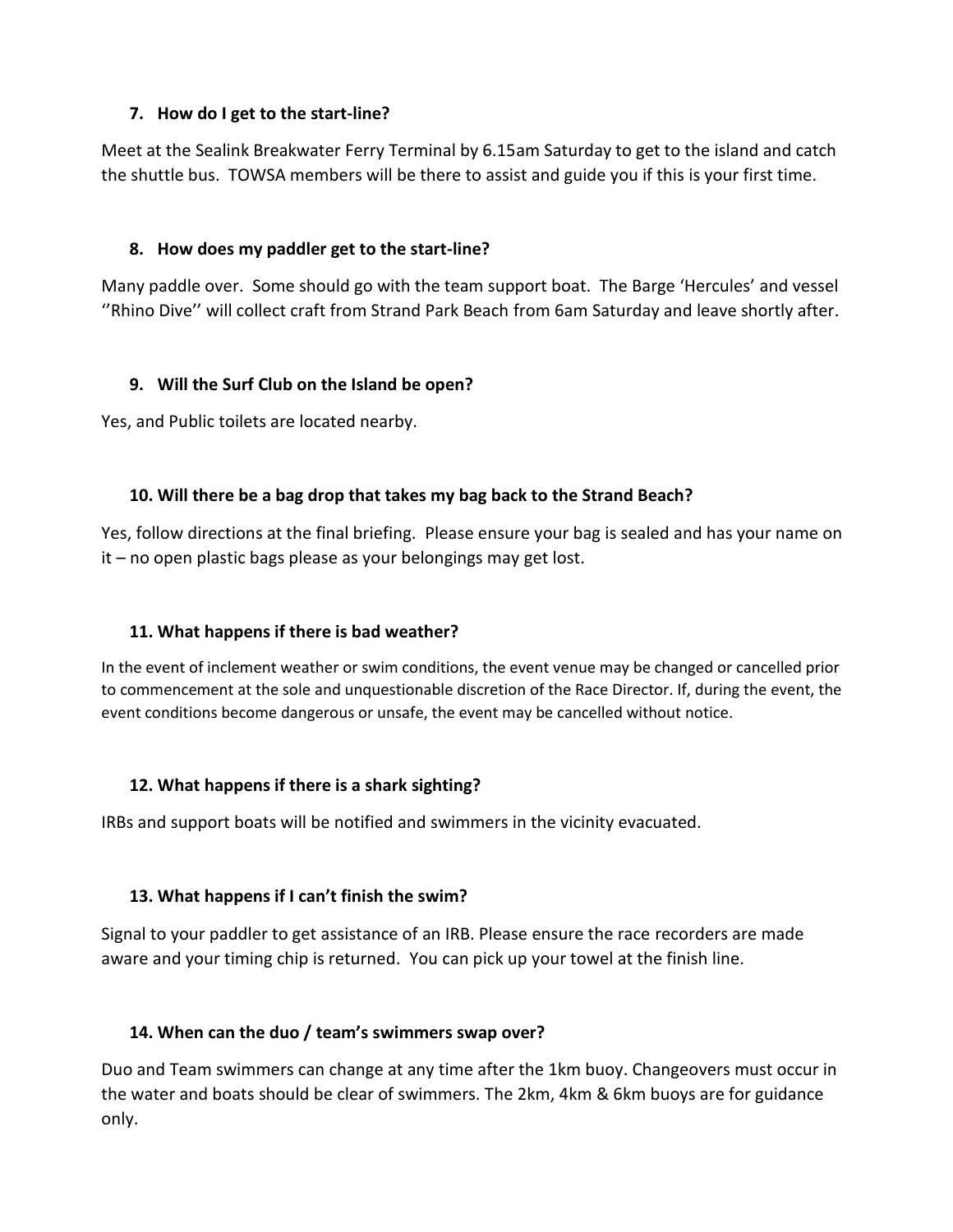### 7. How do I get to the start-line?

Meet at the Sealink Breakwater Ferry Terminal by 6.15am Saturday to get to the island and catch the shuttle bus. TOWSA members will be there to assist and guide you if this is your first time.

### 8. How does my paddler get to the start-line?

Many paddle over. Some should go with the team support boat. The Barge 'Hercules' and vessel ''Rhino Dive'' will collect craft from Strand Park Beach from 6am Saturday and leave shortly after.

### 9. Will the Surf Club on the Island be open?

Yes, and Public toilets are located nearby.

### 10. Will there be a bag drop that takes my bag back to the Strand Beach?

Yes, follow directions at the final briefing. Please ensure your bag is sealed and has your name on it – no open plastic bags please as your belongings may get lost.

### 11. What happens if there is bad weather?

In the event of inclement weather or swim conditions, the event venue may be changed or cancelled prior to commencement at the sole and unquestionable discretion of the Race Director. If, during the event, the event conditions become dangerous or unsafe, the event may be cancelled without notice.

### 12. What happens if there is a shark sighting?

IRBs and support boats will be notified and swimmers in the vicinity evacuated.

### 13. What happens if I can't finish the swim?

Signal to your paddler to get assistance of an IRB. Please ensure the race recorders are made aware and your timing chip is returned. You can pick up your towel at the finish line.

### 14. When can the duo / team's swimmers swap over?

Duo and Team swimmers can change at any time after the 1km buoy. Changeovers must occur in the water and boats should be clear of swimmers. The 2km, 4km & 6km buoys are for guidance only.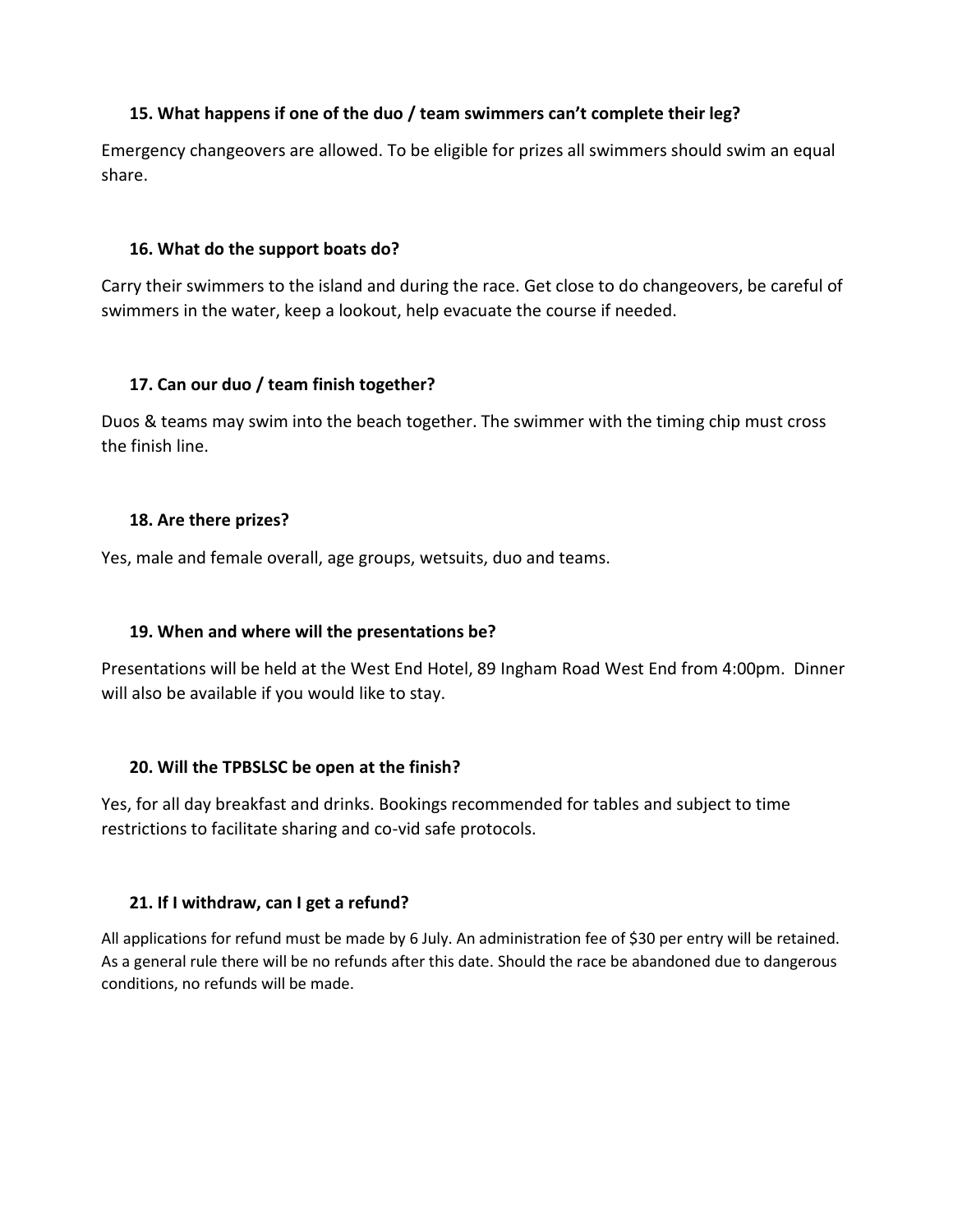### 15. What happens if one of the duo / team swimmers can't complete their leg?

Emergency changeovers are allowed. To be eligible for prizes all swimmers should swim an equal share.

### 16. What do the support boats do?

Carry their swimmers to the island and during the race. Get close to do changeovers, be careful of swimmers in the water, keep a lookout, help evacuate the course if needed.

### 17. Can our duo / team finish together?

Duos & teams may swim into the beach together. The swimmer with the timing chip must cross the finish line.

### 18. Are there prizes?

Yes, male and female overall, age groups, wetsuits, duo and teams.

### 19. When and where will the presentations be?

Presentations will be held at the West End Hotel, 89 Ingham Road West End from 4:00pm. Dinner will also be available if you would like to stay.

### 20. Will the TPBSLSC be open at the finish?

Yes, for all day breakfast and drinks. Bookings recommended for tables and subject to time restrictions to facilitate sharing and co-vid safe protocols.

### 21. If I withdraw, can I get a refund?

All applications for refund must be made by 6 July. An administration fee of $30 per entry will be retained. As a general rule there will be no refunds after this date. Should the race be abandoned due to dangerous conditions, no refunds will be made.